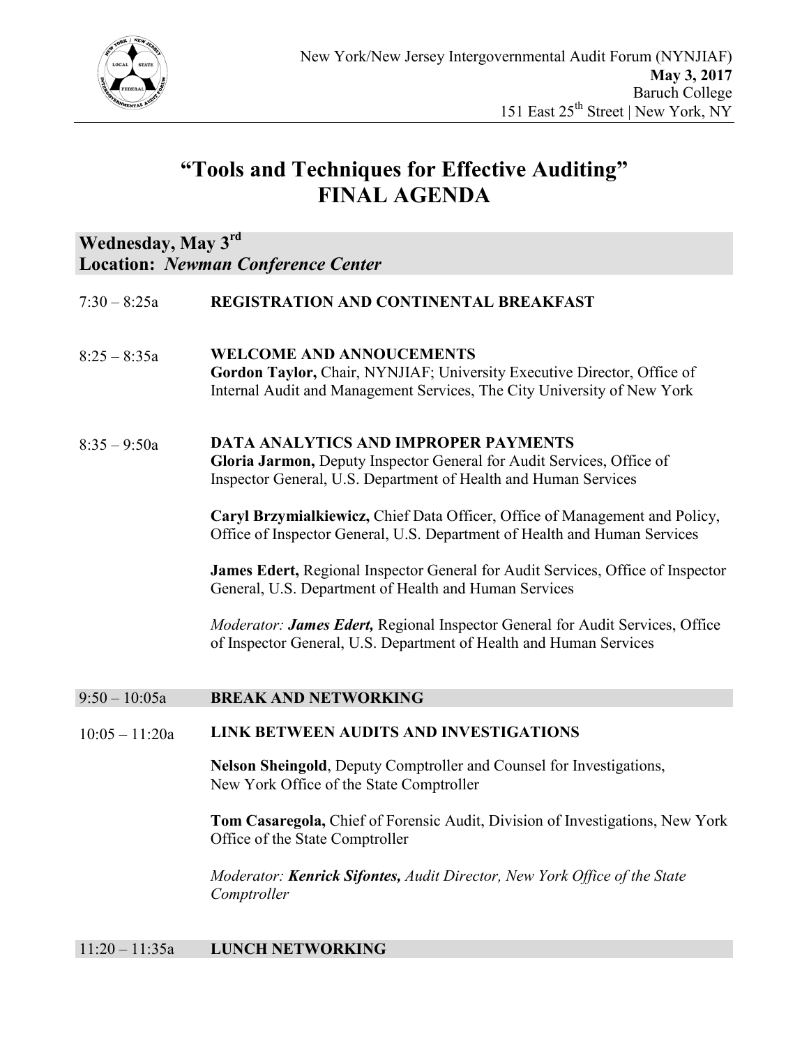New York/New Jersey Intergovernmental Audit Forum (NYNJIAF)
**May 3, 2017**
Baruch College
151 East 25th Street | New York, NY

# "Tools and Techniques for Effective Auditing"
# FINAL AGENDA

## Wednesday, May 3rd
## Location: *Newman Conference Center*

7:30 – 8:25a **REGISTRATION AND CONTINENTAL BREAKFAST**

8:25 – 8:35a **WELCOME AND ANNOUCEMENTS**
**Gordon Taylor,** Chair, NYNJIAF; University Executive Director, Office of Internal Audit and Management Services, The City University of New York

8:35 – 9:50a **DATA ANALYTICS AND IMPROPER PAYMENTS**
**Gloria Jarmon,** Deputy Inspector General for Audit Services, Office of Inspector General, U.S. Department of Health and Human Services

**Caryl Brzymialkiewicz,** Chief Data Officer, Office of Management and Policy, Office of Inspector General, U.S. Department of Health and Human Services

**James Edert,** Regional Inspector General for Audit Services, Office of Inspector General, U.S. Department of Health and Human Services

*Moderator:* ***James Edert,*** Regional Inspector General for Audit Services, Office of Inspector General, U.S. Department of Health and Human Services

9:50 – 10:05a **BREAK AND NETWORKING**

10:05 – 11:20a **LINK BETWEEN AUDITS AND INVESTIGATIONS**

**Nelson Sheingold**, Deputy Comptroller and Counsel for Investigations, New York Office of the State Comptroller

**Tom Casaregola,** Chief of Forensic Audit, Division of Investigations, New York Office of the State Comptroller

*Moderator:* ***Kenrick Sifontes,*** *Audit Director, New York Office of the State Comptroller*

11:20 – 11:35a **LUNCH NETWORKING**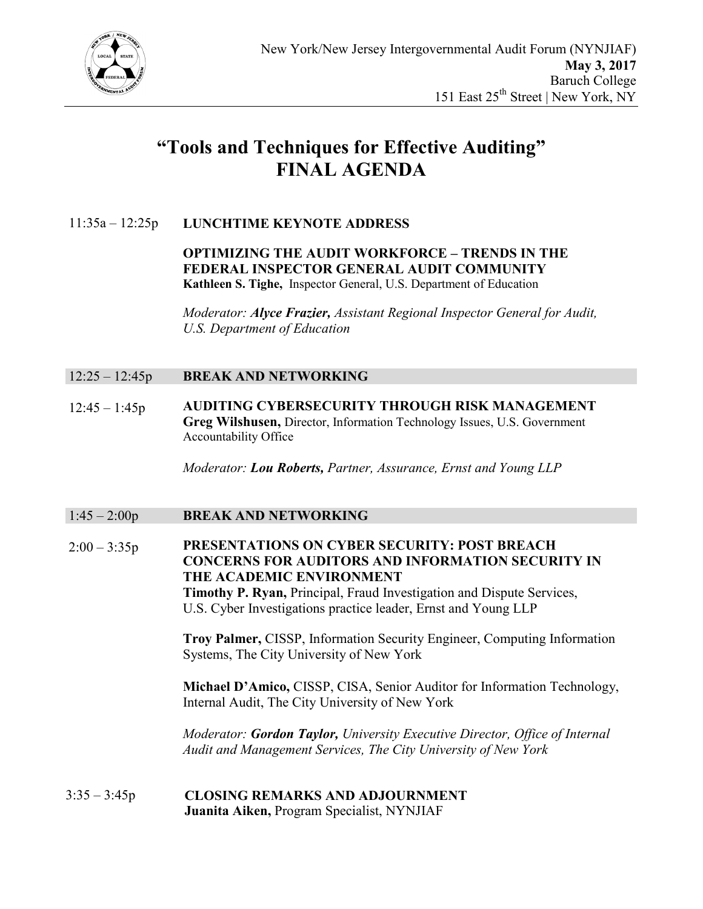New York/New Jersey Intergovernmental Audit Forum (NYNJIAF)
**May 3, 2017**
Baruch College
151 East 25th Street | New York, NY

# "Tools and Techniques for Effective Auditing"
# FINAL AGENDA

11:35a – 12:25p **LUNCHTIME KEYNOTE ADDRESS**

**OPTIMIZING THE AUDIT WORKFORCE – TRENDS IN THE FEDERAL INSPECTOR GENERAL AUDIT COMMUNITY**
**Kathleen S. Tighe,** Inspector General, U.S. Department of Education

*Moderator: **Alyce Frazier,** Assistant Regional Inspector General for Audit, U.S. Department of Education*

12:25 – 12:45p **BREAK AND NETWORKING**

12:45 – 1:45p **AUDITING CYBERSECURITY THROUGH RISK MANAGEMENT**
**Greg Wilshusen,** Director, Information Technology Issues, U.S. Government Accountability Office

*Moderator: **Lou Roberts,** Partner, Assurance, Ernst and Young LLP*

1:45 – 2:00p **BREAK AND NETWORKING**

2:00 – 3:35p **PRESENTATIONS ON CYBER SECURITY: POST BREACH CONCERNS FOR AUDITORS AND INFORMATION SECURITY IN THE ACADEMIC ENVIRONMENT**
**Timothy P. Ryan,** Principal, Fraud Investigation and Dispute Services, U.S. Cyber Investigations practice leader, Ernst and Young LLP

**Troy Palmer,** CISSP, Information Security Engineer, Computing Information Systems, The City University of New York

**Michael D'Amico,** CISSP, CISA, Senior Auditor for Information Technology, Internal Audit, The City University of New York

*Moderator: **Gordon Taylor,** University Executive Director, Office of Internal Audit and Management Services, The City University of New York*

3:35 – 3:45p **CLOSING REMARKS AND ADJOURNMENT**
**Juanita Aiken,** Program Specialist, NYNJIAF